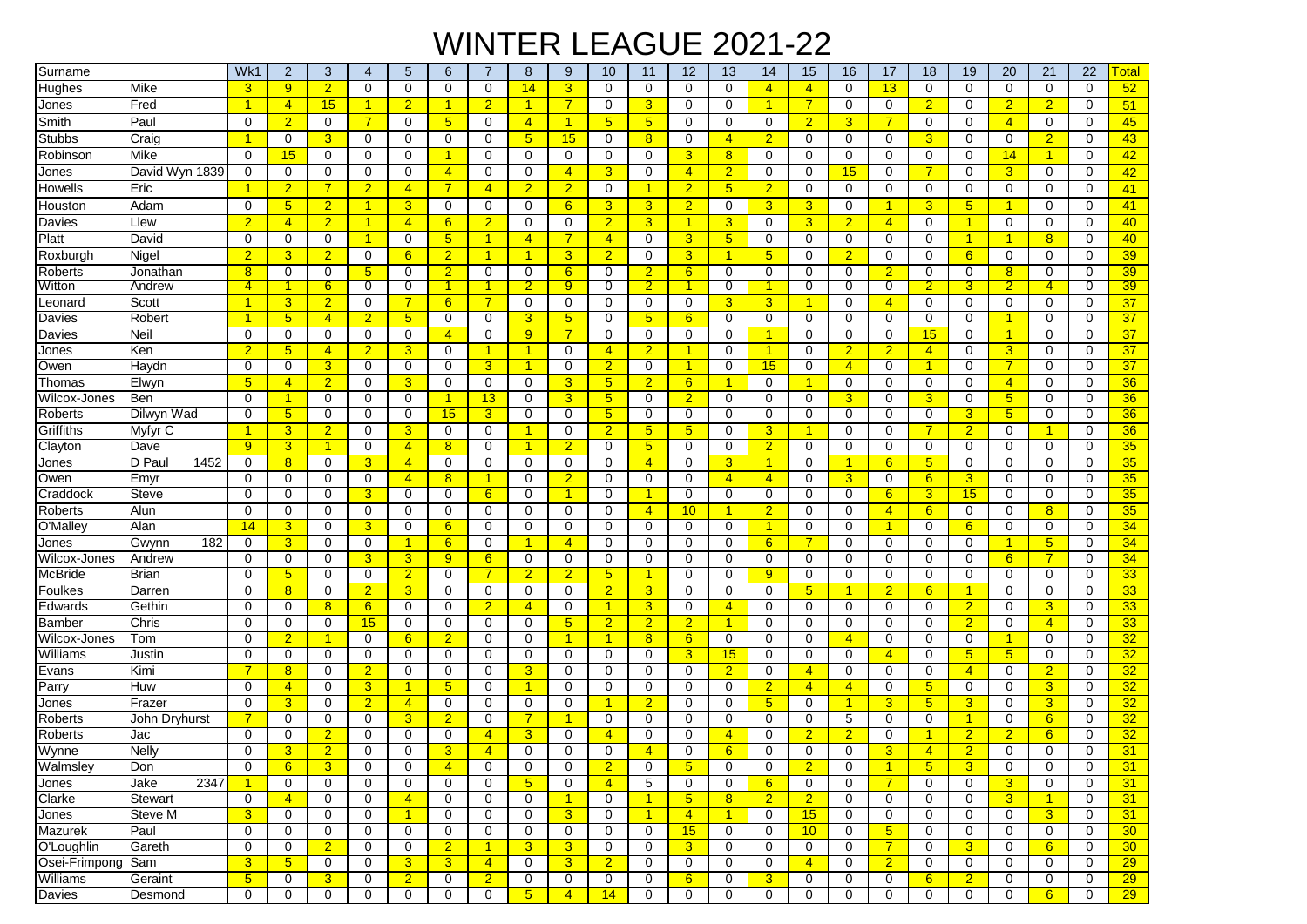# WINTER LEAGUE 2021-22

| Surname | | Wk1 | 2 | 3 | 4 | 5 | 6 | 7 | 8 | 9 | 10 | 11 | 12 | 13 | 14 | 15 | 16 | 17 | 18 | 19 | 20 | 21 | 22 | Total |
|---|---|---|---|---|---|---|---|---|---|---|---|---|---|---|---|---|---|---|---|---|---|---|---|---|
| Hughes | Mike | 3 | 9 | 2 | 0 | 0 | 0 | 0 | 14 | 3 | 0 | 0 | 0 | 0 | 4 | 4 | 0 | 13 | 0 | 0 | 0 | 0 | 0 | 52 |
| Jones | Fred | 1 | 4 | 15 | 1 | 2 | 1 | 2 | 1 | 7 | 0 | 3 | 0 | 0 | 1 | 7 | 0 | 0 | 2 | 0 | 2 | 2 | 0 | 51 |
| Smith | Paul | 0 | 2 | 0 | 7 | 0 | 5 | 0 | 4 | 1 | 5 | 5 | 0 | 0 | 0 | 2 | 3 | 7 | 0 | 0 | 4 | 0 | 0 | 45 |
| Stubbs | Craig | 1 | 0 | 3 | 0 | 0 | 0 | 0 | 5 | 15 | 0 | 8 | 0 | 4 | 2 | 0 | 0 | 0 | 3 | 0 | 0 | 2 | 0 | 43 |
| Robinson | Mike | 0 | 15 | 0 | 0 | 0 | 1 | 0 | 0 | 0 | 0 | 0 | 3 | 8 | 0 | 0 | 0 | 0 | 0 | 0 | 14 | 1 | 0 | 42 |
| Jones | David Wyn 1839 | 0 | 0 | 0 | 0 | 0 | 4 | 0 | 0 | 4 | 3 | 0 | 4 | 2 | 0 | 0 | 15 | 0 | 7 | 0 | 3 | 0 | 0 | 42 |
| Howells | Eric | 1 | 2 | 7 | 2 | 4 | 7 | 4 | 2 | 2 | 0 | 1 | 2 | 5 | 2 | 0 | 0 | 0 | 0 | 0 | 0 | 0 | 0 | 41 |
| Houston | Adam | 0 | 5 | 2 | 1 | 3 | 0 | 0 | 0 | 6 | 3 | 3 | 2 | 0 | 3 | 3 | 0 | 1 | 3 | 5 | 1 | 0 | 0 | 41 |
| Davies | Llew | 2 | 4 | 2 | 1 | 4 | 6 | 2 | 0 | 0 | 2 | 3 | 1 | 3 | 0 | 3 | 2 | 4 | 0 | 1 | 0 | 0 | 0 | 40 |
| Platt | David | 0 | 0 | 0 | 1 | 0 | 5 | 1 | 4 | 7 | 4 | 0 | 3 | 5 | 0 | 0 | 0 | 0 | 0 | 1 | 1 | 8 | 0 | 40 |
| Roxburgh | Nigel | 2 | 3 | 2 | 0 | 6 | 2 | 1 | 1 | 3 | 2 | 0 | 3 | 1 | 5 | 0 | 2 | 0 | 0 | 6 | 0 | 0 | 0 | 39 |
| Roberts | Jonathan | 8 | 0 | 0 | 5 | 0 | 2 | 0 | 0 | 6 | 0 | 2 | 6 | 0 | 0 | 0 | 0 | 2 | 0 | 0 | 8 | 0 | 0 | 39 |
| Witton | Andrew | 4 | 1 | 6 | 0 | 0 | 1 | 1 | 2 | 9 | 0 | 2 | 1 | 0 | 1 | 0 | 0 | 0 | 2 | 3 | 2 | 4 | 0 | 39 |
| Leonard | Scott | 1 | 3 | 2 | 0 | 7 | 6 | 7 | 0 | 0 | 0 | 0 | 0 | 3 | 3 | 1 | 0 | 4 | 0 | 0 | 0 | 0 | 0 | 37 |
| Davies | Robert | 1 | 5 | 4 | 2 | 5 | 0 | 0 | 3 | 5 | 0 | 5 | 6 | 0 | 0 | 0 | 0 | 0 | 0 | 0 | 1 | 0 | 0 | 37 |
| Davies | Neil | 0 | 0 | 0 | 0 | 0 | 4 | 0 | 9 | 7 | 0 | 0 | 0 | 0 | 1 | 0 | 0 | 0 | 15 | 0 | 1 | 0 | 0 | 37 |
| Jones | Ken | 2 | 5 | 4 | 2 | 3 | 0 | 1 | 1 | 0 | 4 | 2 | 1 | 0 | 1 | 0 | 2 | 2 | 4 | 0 | 3 | 0 | 0 | 37 |
| Owen | Haydn | 0 | 0 | 3 | 0 | 0 | 0 | 3 | 1 | 0 | 2 | 0 | 1 | 0 | 15 | 0 | 4 | 0 | 1 | 0 | 7 | 0 | 0 | 37 |
| Thomas | Elwyn | 5 | 4 | 2 | 0 | 3 | 0 | 0 | 0 | 3 | 5 | 2 | 6 | 1 | 0 | 1 | 0 | 0 | 0 | 0 | 4 | 0 | 0 | 36 |
| Wilcox-Jones | Ben | 0 | 1 | 0 | 0 | 0 | 1 | 13 | 0 | 3 | 5 | 0 | 2 | 0 | 0 | 0 | 3 | 0 | 3 | 0 | 5 | 0 | 0 | 36 |
| Roberts | Dilwyn Wad | 0 | 5 | 0 | 0 | 0 | 15 | 3 | 0 | 0 | 5 | 0 | 0 | 0 | 0 | 0 | 0 | 0 | 0 | 3 | 5 | 0 | 0 | 36 |
| Griffiths | Myfyr C | 1 | 3 | 2 | 0 | 3 | 0 | 0 | 1 | 0 | 2 | 5 | 5 | 0 | 3 | 1 | 0 | 0 | 7 | 2 | 0 | 1 | 0 | 36 |
| Clayton | Dave | 9 | 3 | 1 | 0 | 4 | 8 | 0 | 1 | 2 | 0 | 5 | 0 | 0 | 2 | 0 | 0 | 0 | 0 | 0 | 0 | 0 | 0 | 35 |
| Jones | D Paul 1452 | 0 | 8 | 0 | 3 | 4 | 0 | 0 | 0 | 0 | 0 | 4 | 0 | 3 | 1 | 0 | 1 | 6 | 5 | 0 | 0 | 0 | 0 | 35 |
| Owen | Emyr | 0 | 0 | 0 | 0 | 4 | 8 | 1 | 0 | 2 | 0 | 0 | 0 | 4 | 4 | 0 | 3 | 0 | 6 | 3 | 0 | 0 | 0 | 35 |
| Craddock | Steve | 0 | 0 | 0 | 3 | 0 | 0 | 6 | 0 | 1 | 0 | 1 | 0 | 0 | 0 | 0 | 0 | 6 | 3 | 15 | 0 | 0 | 0 | 35 |
| Roberts | Alun | 0 | 0 | 0 | 0 | 0 | 0 | 0 | 0 | 0 | 0 | 4 | 10 | 1 | 2 | 0 | 0 | 4 | 6 | 0 | 0 | 8 | 0 | 35 |
| O'Malley | Alan | 14 | 3 | 0 | 3 | 0 | 6 | 0 | 0 | 0 | 0 | 0 | 0 | 0 | 1 | 0 | 0 | 1 | 0 | 6 | 0 | 0 | 0 | 34 |
| Jones | Gwynn 182 | 0 | 3 | 0 | 0 | 1 | 6 | 0 | 1 | 4 | 0 | 0 | 0 | 0 | 6 | 7 | 0 | 0 | 0 | 0 | 1 | 5 | 0 | 34 |
| Wilcox-Jones | Andrew | 0 | 0 | 0 | 3 | 3 | 9 | 6 | 0 | 0 | 0 | 0 | 0 | 0 | 0 | 0 | 0 | 0 | 0 | 0 | 6 | 7 | 0 | 34 |
| McBride | Brian | 0 | 5 | 0 | 0 | 2 | 0 | 7 | 2 | 2 | 5 | 1 | 0 | 0 | 9 | 0 | 0 | 0 | 0 | 0 | 0 | 0 | 0 | 33 |
| Foulkes | Darren | 0 | 8 | 0 | 2 | 3 | 0 | 0 | 0 | 0 | 2 | 3 | 0 | 0 | 0 | 5 | 1 | 2 | 6 | 1 | 0 | 0 | 0 | 33 |
| Edwards | Gethin | 0 | 0 | 8 | 6 | 0 | 0 | 2 | 4 | 0 | 1 | 3 | 0 | 4 | 0 | 0 | 0 | 0 | 0 | 2 | 0 | 3 | 0 | 33 |
| Bamber | Chris | 0 | 0 | 0 | 15 | 0 | 0 | 0 | 0 | 5 | 2 | 2 | 2 | 1 | 0 | 0 | 0 | 0 | 0 | 2 | 0 | 4 | 0 | 33 |
| Wilcox-Jones | Tom | 0 | 2 | 1 | 0 | 6 | 2 | 0 | 0 | 1 | 1 | 8 | 6 | 0 | 0 | 0 | 4 | 0 | 0 | 0 | 1 | 0 | 0 | 32 |
| Williams | Justin | 0 | 0 | 0 | 0 | 0 | 0 | 0 | 0 | 0 | 0 | 0 | 3 | 15 | 0 | 0 | 0 | 4 | 0 | 5 | 5 | 0 | 0 | 32 |
| Evans | Kimi | 7 | 8 | 0 | 2 | 0 | 0 | 0 | 3 | 0 | 0 | 0 | 0 | 2 | 0 | 4 | 0 | 0 | 0 | 4 | 0 | 2 | 0 | 32 |
| Parry | Huw | 0 | 4 | 0 | 3 | 1 | 5 | 0 | 1 | 0 | 0 | 0 | 0 | 0 | 2 | 4 | 4 | 0 | 5 | 0 | 0 | 3 | 0 | 32 |
| Jones | Frazer | 0 | 3 | 0 | 2 | 4 | 0 | 0 | 0 | 0 | 1 | 2 | 0 | 0 | 5 | 0 | 1 | 3 | 5 | 3 | 0 | 3 | 0 | 32 |
| Roberts | John Dryhurst | 7 | 0 | 0 | 0 | 3 | 2 | 0 | 7 | 1 | 0 | 0 | 0 | 0 | 0 | 0 | 5 | 0 | 0 | 1 | 0 | 6 | 0 | 32 |
| Roberts | Jac | 0 | 0 | 2 | 0 | 0 | 0 | 4 | 3 | 0 | 4 | 0 | 0 | 4 | 0 | 2 | 2 | 0 | 1 | 2 | 2 | 6 | 0 | 32 |
| Wynne | Nelly | 0 | 3 | 2 | 0 | 0 | 3 | 4 | 0 | 0 | 0 | 4 | 0 | 6 | 0 | 0 | 0 | 3 | 4 | 2 | 0 | 0 | 0 | 31 |
| Walmsley | Don | 0 | 6 | 3 | 0 | 0 | 4 | 0 | 0 | 0 | 2 | 0 | 5 | 0 | 0 | 2 | 0 | 1 | 5 | 3 | 0 | 0 | 0 | 31 |
| Jones | Jake 2347 | 1 | 0 | 0 | 0 | 0 | 0 | 0 | 5 | 0 | 4 | 0 | 5 | 0 | 6 | 0 | 0 | 7 | 0 | 0 | 3 | 0 | 0 | 31 |
| Clarke | Stewart | 0 | 4 | 0 | 0 | 4 | 0 | 0 | 0 | 1 | 0 | 1 | 5 | 8 | 2 | 2 | 0 | 0 | 0 | 0 | 3 | 1 | 0 | 31 |
| Jones | Steve M | 3 | 0 | 0 | 0 | 1 | 0 | 0 | 0 | 3 | 0 | 1 | 4 | 1 | 0 | 15 | 0 | 0 | 0 | 0 | 0 | 3 | 0 | 31 |
| Mazurek | Paul | 0 | 0 | 0 | 0 | 0 | 0 | 0 | 0 | 0 | 0 | 0 | 15 | 0 | 0 | 10 | 0 | 5 | 0 | 0 | 0 | 0 | 0 | 30 |
| O'Loughlin | Gareth | 0 | 0 | 2 | 0 | 0 | 2 | 1 | 3 | 3 | 0 | 0 | 3 | 0 | 0 | 0 | 0 | 7 | 0 | 3 | 0 | 6 | 0 | 30 |
| Osei-Frimpong | Sam | 3 | 5 | 0 | 0 | 3 | 3 | 4 | 0 | 3 | 2 | 0 | 0 | 0 | 0 | 4 | 0 | 2 | 0 | 0 | 0 | 0 | 0 | 29 |
| Williams | Geraint | 5 | 0 | 3 | 0 | 2 | 0 | 2 | 0 | 0 | 0 | 0 | 6 | 0 | 3 | 0 | 0 | 0 | 6 | 2 | 0 | 0 | 0 | 29 |
| Davies | Desmond | 0 | 0 | 0 | 0 | 0 | 0 | 0 | 5 | 4 | 14 | 0 | 0 | 0 | 0 | 0 | 0 | 0 | 0 | 0 | 0 | 6 | 0 | 29 |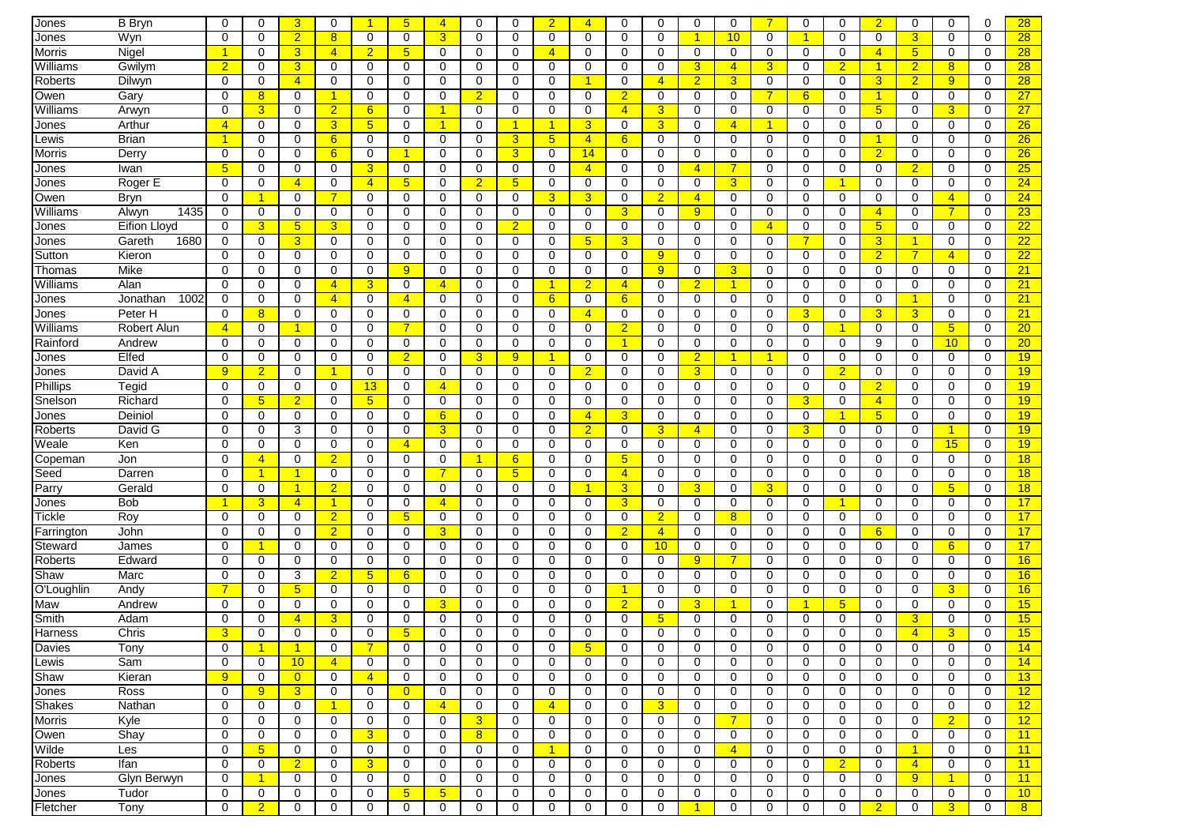| | | | | | | | | | | | | | | | | | | | | | | | | |
|---|---|---|---|---|---|---|---|---|---|---|---|---|---|---|---|---|---|---|---|---|---|---|---|---|
| Jones | B Bryn | 0 | 0 | 3 | 0 | 1 | 5 | 4 | 0 | 0 | 2 | 4 | 0 | 0 | 0 | 0 | 7 | 0 | 0 | 2 | 0 | 0 | 0 | 28 |
| Jones | Wyn | 0 | 0 | 2 | 8 | 0 | 0 | 3 | 0 | 0 | 0 | 0 | 0 | 0 | 1 | 10 | 0 | 1 | 0 | 0 | 3 | 0 | 0 | 28 |
| Morris | Nigel | 1 | 0 | 3 | 4 | 2 | 5 | 0 | 0 | 0 | 4 | 0 | 0 | 0 | 0 | 0 | 0 | 0 | 0 | 4 | 5 | 0 | 0 | 28 |
| Williams | Gwilym | 2 | 0 | 3 | 0 | 0 | 0 | 0 | 0 | 0 | 0 | 0 | 0 | 0 | 3 | 4 | 3 | 0 | 2 | 1 | 2 | 8 | 0 | 28 |
| Roberts | Dilwyn | 0 | 0 | 4 | 0 | 0 | 0 | 0 | 0 | 0 | 0 | 1 | 0 | 4 | 2 | 3 | 0 | 0 | 0 | 3 | 2 | 9 | 0 | 28 |
| Owen | Gary | 0 | 8 | 0 | 1 | 0 | 0 | 0 | 2 | 0 | 0 | 0 | 2 | 0 | 0 | 0 | 7 | 6 | 0 | 1 | 0 | 0 | 0 | 27 |
| Williams | Arwyn | 0 | 3 | 0 | 2 | 6 | 0 | 1 | 0 | 0 | 0 | 0 | 4 | 3 | 0 | 0 | 0 | 0 | 0 | 5 | 0 | 3 | 0 | 27 |
| Jones | Arthur | 4 | 0 | 0 | 3 | 5 | 0 | 1 | 0 | 1 | 1 | 3 | 0 | 3 | 0 | 4 | 1 | 0 | 0 | 0 | 0 | 0 | 0 | 26 |
| Lewis | Brian | 1 | 0 | 0 | 6 | 0 | 0 | 0 | 0 | 3 | 5 | 4 | 6 | 0 | 0 | 0 | 0 | 0 | 0 | 1 | 0 | 0 | 0 | 26 |
| Morris | Derry | 0 | 0 | 0 | 6 | 0 | 1 | 0 | 0 | 3 | 0 | 14 | 0 | 0 | 0 | 0 | 0 | 0 | 0 | 2 | 0 | 0 | 0 | 26 |
| Jones | Iwan | 5 | 0 | 0 | 0 | 3 | 0 | 0 | 0 | 0 | 0 | 4 | 0 | 0 | 4 | 7 | 0 | 0 | 0 | 0 | 2 | 0 | 0 | 25 |
| Jones | Roger E | 0 | 0 | 4 | 0 | 4 | 5 | 0 | 2 | 5 | 0 | 0 | 0 | 0 | 0 | 3 | 0 | 0 | 1 | 0 | 0 | 0 | 0 | 24 |
| Owen | Bryn | 0 | 1 | 0 | 7 | 0 | 0 | 0 | 0 | 0 | 3 | 3 | 0 | 2 | 4 | 0 | 0 | 0 | 0 | 0 | 0 | 4 | 0 | 24 |
| Williams | Alwyn 1435 | 0 | 0 | 0 | 0 | 0 | 0 | 0 | 0 | 0 | 0 | 0 | 3 | 0 | 9 | 0 | 0 | 0 | 0 | 4 | 0 | 7 | 0 | 23 |
| Jones | Eifion Lloyd | 0 | 3 | 5 | 3 | 0 | 0 | 0 | 0 | 2 | 0 | 0 | 0 | 0 | 0 | 0 | 4 | 0 | 0 | 5 | 0 | 0 | 0 | 22 |
| Jones | Gareth 1680 | 0 | 0 | 3 | 0 | 0 | 0 | 0 | 0 | 0 | 0 | 5 | 3 | 0 | 0 | 0 | 0 | 7 | 0 | 3 | 1 | 0 | 0 | 22 |
| Sutton | Kieron | 0 | 0 | 0 | 0 | 0 | 0 | 0 | 0 | 0 | 0 | 0 | 0 | 9 | 0 | 0 | 0 | 0 | 0 | 2 | 7 | 4 | 0 | 22 |
| Thomas | Mike | 0 | 0 | 0 | 0 | 0 | 9 | 0 | 0 | 0 | 0 | 0 | 0 | 9 | 0 | 3 | 0 | 0 | 0 | 0 | 0 | 0 | 0 | 21 |
| Williams | Alan | 0 | 0 | 0 | 4 | 3 | 0 | 4 | 0 | 0 | 1 | 2 | 4 | 0 | 2 | 1 | 0 | 0 | 0 | 0 | 0 | 0 | 0 | 21 |
| Jones | Jonathan 1002 | 0 | 0 | 0 | 4 | 0 | 4 | 0 | 0 | 0 | 6 | 0 | 6 | 0 | 0 | 0 | 0 | 0 | 0 | 0 | 1 | 0 | 0 | 21 |
| Jones | Peter H | 0 | 8 | 0 | 0 | 0 | 0 | 0 | 0 | 0 | 0 | 4 | 0 | 0 | 0 | 0 | 0 | 3 | 0 | 3 | 3 | 0 | 0 | 21 |
| Williams | Robert Alun | 4 | 0 | 1 | 0 | 0 | 7 | 0 | 0 | 0 | 0 | 0 | 2 | 0 | 0 | 0 | 0 | 0 | 1 | 0 | 0 | 5 | 0 | 20 |
| Rainford | Andrew | 0 | 0 | 0 | 0 | 0 | 0 | 0 | 0 | 0 | 0 | 0 | 1 | 0 | 0 | 0 | 0 | 0 | 0 | 9 | 0 | 10 | 0 | 20 |
| Jones | Elfed | 0 | 0 | 0 | 0 | 0 | 2 | 0 | 3 | 9 | 1 | 0 | 0 | 0 | 2 | 1 | 1 | 0 | 0 | 0 | 0 | 0 | 0 | 19 |
| Jones | David A | 9 | 2 | 0 | 1 | 0 | 0 | 0 | 0 | 0 | 0 | 2 | 0 | 0 | 3 | 0 | 0 | 0 | 2 | 0 | 0 | 0 | 0 | 19 |
| Phillips | Tegid | 0 | 0 | 0 | 0 | 13 | 0 | 4 | 0 | 0 | 0 | 0 | 0 | 0 | 0 | 0 | 0 | 0 | 0 | 2 | 0 | 0 | 0 | 19 |
| Snelson | Richard | 0 | 5 | 2 | 0 | 5 | 0 | 0 | 0 | 0 | 0 | 0 | 0 | 0 | 0 | 0 | 0 | 3 | 0 | 4 | 0 | 0 | 0 | 19 |
| Jones | Deiniol | 0 | 0 | 0 | 0 | 0 | 0 | 6 | 0 | 0 | 0 | 4 | 3 | 0 | 0 | 0 | 0 | 0 | 1 | 5 | 0 | 0 | 0 | 19 |
| Roberts | David G | 0 | 0 | 3 | 0 | 0 | 0 | 3 | 0 | 0 | 0 | 2 | 0 | 3 | 4 | 0 | 0 | 3 | 0 | 0 | 0 | 1 | 0 | 19 |
| Weale | Ken | 0 | 0 | 0 | 0 | 0 | 4 | 0 | 0 | 0 | 0 | 0 | 0 | 0 | 0 | 0 | 0 | 0 | 0 | 0 | 0 | 15 | 0 | 19 |
| Copeman | Jon | 0 | 4 | 0 | 2 | 0 | 0 | 0 | 1 | 6 | 0 | 0 | 5 | 0 | 0 | 0 | 0 | 0 | 0 | 0 | 0 | 0 | 0 | 18 |
| Seed | Darren | 0 | 1 | 1 | 0 | 0 | 0 | 7 | 0 | 5 | 0 | 0 | 4 | 0 | 0 | 0 | 0 | 0 | 0 | 0 | 0 | 0 | 0 | 18 |
| Parry | Gerald | 0 | 0 | 1 | 2 | 0 | 0 | 0 | 0 | 0 | 0 | 1 | 3 | 0 | 3 | 0 | 3 | 0 | 0 | 0 | 0 | 5 | 0 | 18 |
| Jones | Bob | 1 | 3 | 4 | 1 | 0 | 0 | 4 | 0 | 0 | 0 | 0 | 3 | 0 | 0 | 0 | 0 | 0 | 1 | 0 | 0 | 0 | 0 | 17 |
| Tickle | Roy | 0 | 0 | 0 | 2 | 0 | 5 | 0 | 0 | 0 | 0 | 0 | 0 | 2 | 0 | 8 | 0 | 0 | 0 | 0 | 0 | 0 | 0 | 17 |
| Farrington | John | 0 | 0 | 0 | 2 | 0 | 0 | 3 | 0 | 0 | 0 | 0 | 2 | 4 | 0 | 0 | 0 | 0 | 0 | 6 | 0 | 0 | 0 | 17 |
| Steward | James | 0 | 1 | 0 | 0 | 0 | 0 | 0 | 0 | 0 | 0 | 0 | 0 | 10 | 0 | 0 | 0 | 0 | 0 | 0 | 0 | 6 | 0 | 17 |
| Roberts | Edward | 0 | 0 | 0 | 0 | 0 | 0 | 0 | 0 | 0 | 0 | 0 | 0 | 0 | 9 | 7 | 0 | 0 | 0 | 0 | 0 | 0 | 0 | 16 |
| Shaw | Marc | 0 | 0 | 3 | 2 | 5 | 6 | 0 | 0 | 0 | 0 | 0 | 0 | 0 | 0 | 0 | 0 | 0 | 0 | 0 | 0 | 0 | 0 | 16 |
| O'Loughlin | Andy | 7 | 0 | 5 | 0 | 0 | 0 | 0 | 0 | 0 | 0 | 0 | 1 | 0 | 0 | 0 | 0 | 0 | 0 | 0 | 0 | 3 | 0 | 16 |
| Maw | Andrew | 0 | 0 | 0 | 0 | 0 | 0 | 3 | 0 | 0 | 0 | 0 | 2 | 0 | 3 | 1 | 0 | 1 | 5 | 0 | 0 | 0 | 0 | 15 |
| Smith | Adam | 0 | 0 | 4 | 3 | 0 | 0 | 0 | 0 | 0 | 0 | 0 | 0 | 5 | 0 | 0 | 0 | 0 | 0 | 0 | 3 | 0 | 0 | 15 |
| Harness | Chris | 3 | 0 | 0 | 0 | 0 | 5 | 0 | 0 | 0 | 0 | 0 | 0 | 0 | 0 | 0 | 0 | 0 | 0 | 0 | 4 | 3 | 0 | 15 |
| Davies | Tony | 0 | 1 | 1 | 0 | 7 | 0 | 0 | 0 | 0 | 0 | 5 | 0 | 0 | 0 | 0 | 0 | 0 | 0 | 0 | 0 | 0 | 0 | 14 |
| Lewis | Sam | 0 | 0 | 10 | 4 | 0 | 0 | 0 | 0 | 0 | 0 | 0 | 0 | 0 | 0 | 0 | 0 | 0 | 0 | 0 | 0 | 0 | 0 | 14 |
| Shaw | Kieran | 9 | 0 | 0 | 0 | 4 | 0 | 0 | 0 | 0 | 0 | 0 | 0 | 0 | 0 | 0 | 0 | 0 | 0 | 0 | 0 | 0 | 0 | 13 |
| Jones | Ross | 0 | 9 | 3 | 0 | 0 | 0 | 0 | 0 | 0 | 0 | 0 | 0 | 0 | 0 | 0 | 0 | 0 | 0 | 0 | 0 | 0 | 0 | 12 |
| Shakes | Nathan | 0 | 0 | 0 | 1 | 0 | 0 | 4 | 0 | 0 | 4 | 0 | 0 | 3 | 0 | 0 | 0 | 0 | 0 | 0 | 0 | 0 | 0 | 12 |
| Morris | Kyle | 0 | 0 | 0 | 0 | 0 | 0 | 0 | 3 | 0 | 0 | 0 | 0 | 0 | 0 | 7 | 0 | 0 | 0 | 0 | 0 | 2 | 0 | 12 |
| Owen | Shay | 0 | 0 | 0 | 0 | 3 | 0 | 0 | 8 | 0 | 0 | 0 | 0 | 0 | 0 | 0 | 0 | 0 | 0 | 0 | 0 | 0 | 0 | 11 |
| Wilde | Les | 0 | 5 | 0 | 0 | 0 | 0 | 0 | 0 | 0 | 1 | 0 | 0 | 0 | 0 | 4 | 0 | 0 | 0 | 0 | 1 | 0 | 0 | 11 |
| Roberts | Ifan | 0 | 0 | 2 | 0 | 3 | 0 | 0 | 0 | 0 | 0 | 0 | 0 | 0 | 0 | 0 | 0 | 0 | 2 | 0 | 4 | 0 | 0 | 11 |
| Jones | Glyn Berwyn | 0 | 1 | 0 | 0 | 0 | 0 | 0 | 0 | 0 | 0 | 0 | 0 | 0 | 0 | 0 | 0 | 0 | 0 | 0 | 9 | 1 | 0 | 11 |
| Jones | Tudor | 0 | 0 | 0 | 0 | 0 | 5 | 5 | 0 | 0 | 0 | 0 | 0 | 0 | 0 | 0 | 0 | 0 | 0 | 0 | 0 | 0 | 0 | 10 |
| Fletcher | Tony | 0 | 2 | 0 | 0 | 0 | 0 | 0 | 0 | 0 | 0 | 0 | 0 | 0 | 1 | 0 | 0 | 0 | 0 | 2 | 0 | 3 | 0 | 8 |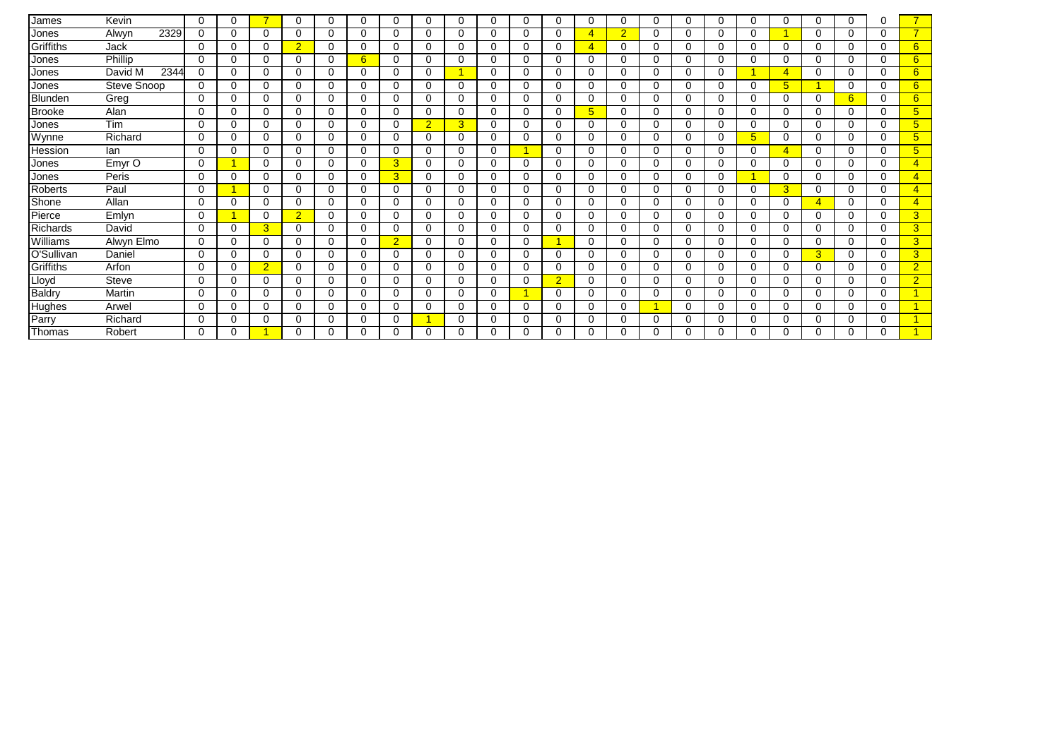| | | | | | | | | | | | | | | | | | | | | | | | | |
|---|---|---|---|---|---|---|---|---|---|---|---|---|---|---|---|---|---|---|---|---|---|---|---|---|
| James | Kevin | 0 | 0 | 7 | 0 | 0 | 0 | 0 | 0 | 0 | 0 | 0 | 0 | 0 | 0 | 0 | 0 | 0 | 0 | 0 | 0 | 0 | 0 | 7 |
| Jones | Alwyn 2329 | 0 | 0 | 0 | 0 | 0 | 0 | 0 | 0 | 0 | 0 | 0 | 0 | 4 | 2 | 0 | 0 | 0 | 0 | 1 | 0 | 0 | 0 | 7 |
| Griffiths | Jack | 0 | 0 | 0 | 2 | 0 | 0 | 0 | 0 | 0 | 0 | 0 | 0 | 4 | 0 | 0 | 0 | 0 | 0 | 0 | 0 | 0 | 0 | 6 |
| Jones | Phillip | 0 | 0 | 0 | 0 | 0 | 6 | 0 | 0 | 0 | 0 | 0 | 0 | 0 | 0 | 0 | 0 | 0 | 0 | 0 | 0 | 0 | 0 | 6 |
| Jones | David M 2344 | 0 | 0 | 0 | 0 | 0 | 0 | 0 | 0 | 1 | 0 | 0 | 0 | 0 | 0 | 0 | 0 | 0 | 1 | 4 | 0 | 0 | 0 | 6 |
| Jones | Steve Snoop | 0 | 0 | 0 | 0 | 0 | 0 | 0 | 0 | 0 | 0 | 0 | 0 | 0 | 0 | 0 | 0 | 0 | 0 | 5 | 1 | 0 | 0 | 6 |
| Blunden | Greg | 0 | 0 | 0 | 0 | 0 | 0 | 0 | 0 | 0 | 0 | 0 | 0 | 0 | 0 | 0 | 0 | 0 | 0 | 0 | 0 | 6 | 0 | 6 |
| Brooke | Alan | 0 | 0 | 0 | 0 | 0 | 0 | 0 | 0 | 0 | 0 | 0 | 0 | 5 | 0 | 0 | 0 | 0 | 0 | 0 | 0 | 0 | 0 | 5 |
| Jones | Tim | 0 | 0 | 0 | 0 | 0 | 0 | 0 | 2 | 3 | 0 | 0 | 0 | 0 | 0 | 0 | 0 | 0 | 0 | 0 | 0 | 0 | 0 | 5 |
| Wynne | Richard | 0 | 0 | 0 | 0 | 0 | 0 | 0 | 0 | 0 | 0 | 0 | 0 | 0 | 0 | 0 | 0 | 0 | 5 | 0 | 0 | 0 | 0 | 5 |
| Hession | Ian | 0 | 0 | 0 | 0 | 0 | 0 | 0 | 0 | 0 | 0 | 1 | 0 | 0 | 0 | 0 | 0 | 0 | 0 | 4 | 0 | 0 | 0 | 5 |
| Jones | Emyr O | 0 | 1 | 0 | 0 | 0 | 0 | 3 | 0 | 0 | 0 | 0 | 0 | 0 | 0 | 0 | 0 | 0 | 0 | 0 | 0 | 0 | 0 | 4 |
| Jones | Peris | 0 | 0 | 0 | 0 | 0 | 0 | 3 | 0 | 0 | 0 | 0 | 0 | 0 | 0 | 0 | 0 | 0 | 1 | 0 | 0 | 0 | 0 | 4 |
| Roberts | Paul | 0 | 1 | 0 | 0 | 0 | 0 | 0 | 0 | 0 | 0 | 0 | 0 | 0 | 0 | 0 | 0 | 0 | 0 | 3 | 0 | 0 | 0 | 4 |
| Shone | Allan | 0 | 0 | 0 | 0 | 0 | 0 | 0 | 0 | 0 | 0 | 0 | 0 | 0 | 0 | 0 | 0 | 0 | 0 | 0 | 4 | 0 | 0 | 4 |
| Pierce | Emlyn | 0 | 1 | 0 | 2 | 0 | 0 | 0 | 0 | 0 | 0 | 0 | 0 | 0 | 0 | 0 | 0 | 0 | 0 | 0 | 0 | 0 | 0 | 3 |
| Richards | David | 0 | 0 | 3 | 0 | 0 | 0 | 0 | 0 | 0 | 0 | 0 | 0 | 0 | 0 | 0 | 0 | 0 | 0 | 0 | 0 | 0 | 0 | 3 |
| Williams | Alwyn Elmo | 0 | 0 | 0 | 0 | 0 | 0 | 2 | 0 | 0 | 0 | 0 | 1 | 0 | 0 | 0 | 0 | 0 | 0 | 0 | 0 | 0 | 0 | 3 |
| O'Sullivan | Daniel | 0 | 0 | 0 | 0 | 0 | 0 | 0 | 0 | 0 | 0 | 0 | 0 | 0 | 0 | 0 | 0 | 0 | 0 | 0 | 3 | 0 | 0 | 3 |
| Griffiths | Arfon | 0 | 0 | 2 | 0 | 0 | 0 | 0 | 0 | 0 | 0 | 0 | 0 | 0 | 0 | 0 | 0 | 0 | 0 | 0 | 0 | 0 | 0 | 2 |
| Lloyd | Steve | 0 | 0 | 0 | 0 | 0 | 0 | 0 | 0 | 0 | 0 | 0 | 2 | 0 | 0 | 0 | 0 | 0 | 0 | 0 | 0 | 0 | 0 | 2 |
| Baldry | Martin | 0 | 0 | 0 | 0 | 0 | 0 | 0 | 0 | 0 | 0 | 1 | 0 | 0 | 0 | 0 | 0 | 0 | 0 | 0 | 0 | 0 | 0 | 1 |
| Hughes | Arwel | 0 | 0 | 0 | 0 | 0 | 0 | 0 | 0 | 0 | 0 | 0 | 0 | 0 | 0 | 1 | 0 | 0 | 0 | 0 | 0 | 0 | 0 | 1 |
| Parry | Richard | 0 | 0 | 0 | 0 | 0 | 0 | 0 | 1 | 0 | 0 | 0 | 0 | 0 | 0 | 0 | 0 | 0 | 0 | 0 | 0 | 0 | 0 | 1 |
| Thomas | Robert | 0 | 0 | 1 | 0 | 0 | 0 | 0 | 0 | 0 | 0 | 0 | 0 | 0 | 0 | 0 | 0 | 0 | 0 | 0 | 0 | 0 | 0 | 1 |